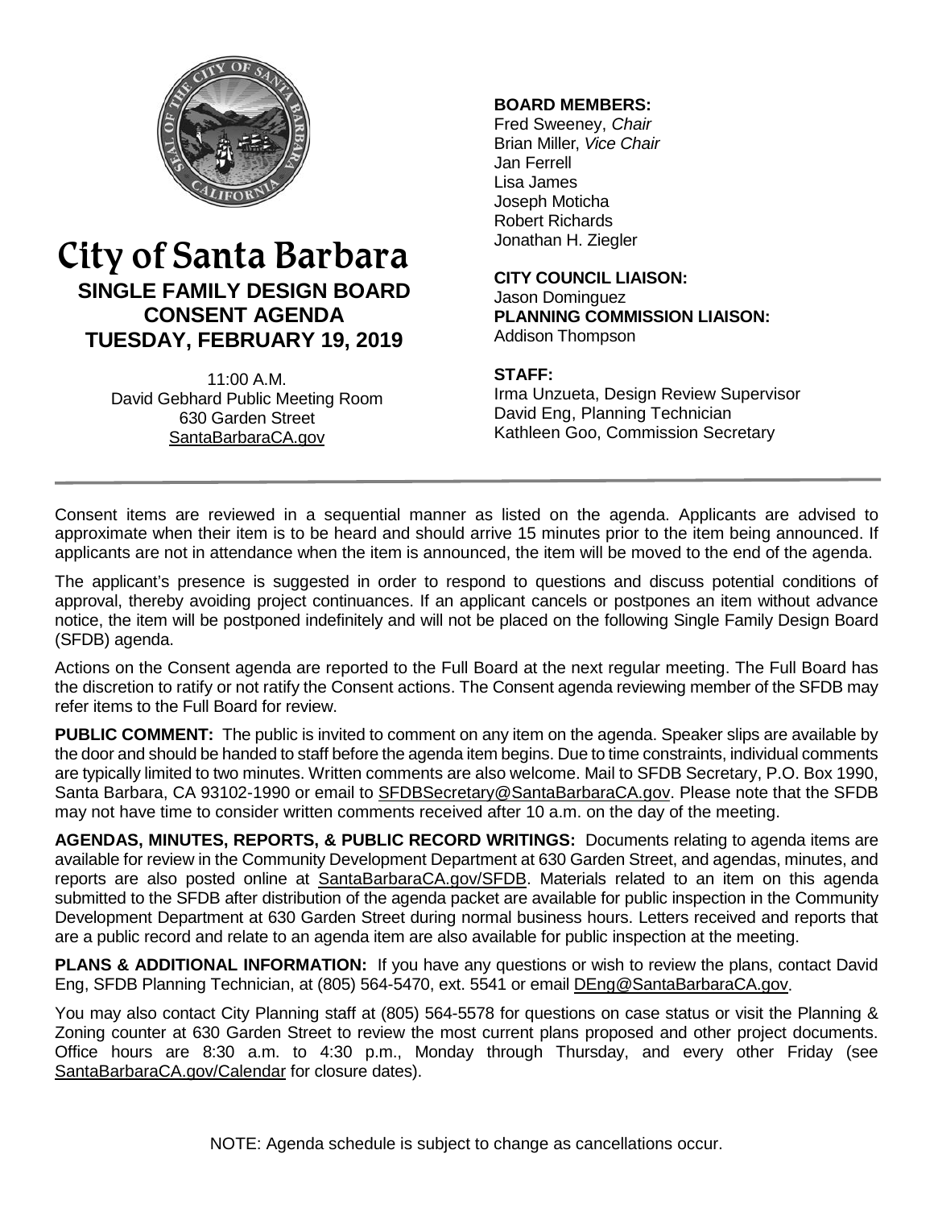# City of Santa Barbara

## SINGLE FAMILY DESIGN BOARD CONSENT AGENDA TUESDAY, FEBRUARY 19, 2019

11:00 A.M.
David Gebhard Public Meeting Room
630 Garden Street
SantaBarbaraCA.gov

**BOARD MEMBERS:**
Fred Sweeney, *Chair*
Brian Miller, *Vice Chair*
Jan Ferrell
Lisa James
Joseph Moticha
Robert Richards
Jonathan H. Ziegler

**CITY COUNCIL LIAISON:**
Jason Dominguez

**PLANNING COMMISSION LIAISON:**
Addison Thompson

**STAFF:**
Irma Unzueta, Design Review Supervisor
David Eng, Planning Technician
Kathleen Goo, Commission Secretary

---

Consent items are reviewed in a sequential manner as listed on the agenda. Applicants are advised to approximate when their item is to be heard and should arrive 15 minutes prior to the item being announced. If applicants are not in attendance when the item is announced, the item will be moved to the end of the agenda.

The applicant's presence is suggested in order to respond to questions and discuss potential conditions of approval, thereby avoiding project continuances. If an applicant cancels or postpones an item without advance notice, the item will be postponed indefinitely and will not be placed on the following Single Family Design Board (SFDB) agenda.

Actions on the Consent agenda are reported to the Full Board at the next regular meeting. The Full Board has the discretion to ratify or not ratify the Consent actions. The Consent agenda reviewing member of the SFDB may refer items to the Full Board for review.

**PUBLIC COMMENT:** The public is invited to comment on any item on the agenda. Speaker slips are available by the door and should be handed to staff before the agenda item begins. Due to time constraints, individual comments are typically limited to two minutes. Written comments are also welcome. Mail to SFDB Secretary, P.O. Box 1990, Santa Barbara, CA 93102-1990 or email to SFDBSecretary@SantaBarbaraCA.gov. Please note that the SFDB may not have time to consider written comments received after 10 a.m. on the day of the meeting.

**AGENDAS, MINUTES, REPORTS, & PUBLIC RECORD WRITINGS:** Documents relating to agenda items are available for review in the Community Development Department at 630 Garden Street, and agendas, minutes, and reports are also posted online at SantaBarbaraCA.gov/SFDB. Materials related to an item on this agenda submitted to the SFDB after distribution of the agenda packet are available for public inspection in the Community Development Department at 630 Garden Street during normal business hours. Letters received and reports that are a public record and relate to an agenda item are also available for public inspection at the meeting.

**PLANS & ADDITIONAL INFORMATION:** If you have any questions or wish to review the plans, contact David Eng, SFDB Planning Technician, at (805) 564-5470, ext. 5541 or email DEng@SantaBarbaraCA.gov.

You may also contact City Planning staff at (805) 564-5578 for questions on case status or visit the Planning & Zoning counter at 630 Garden Street to review the most current plans proposed and other project documents. Office hours are 8:30 a.m. to 4:30 p.m., Monday through Thursday, and every other Friday (see SantaBarbaraCA.gov/Calendar for closure dates).

NOTE: Agenda schedule is subject to change as cancellations occur.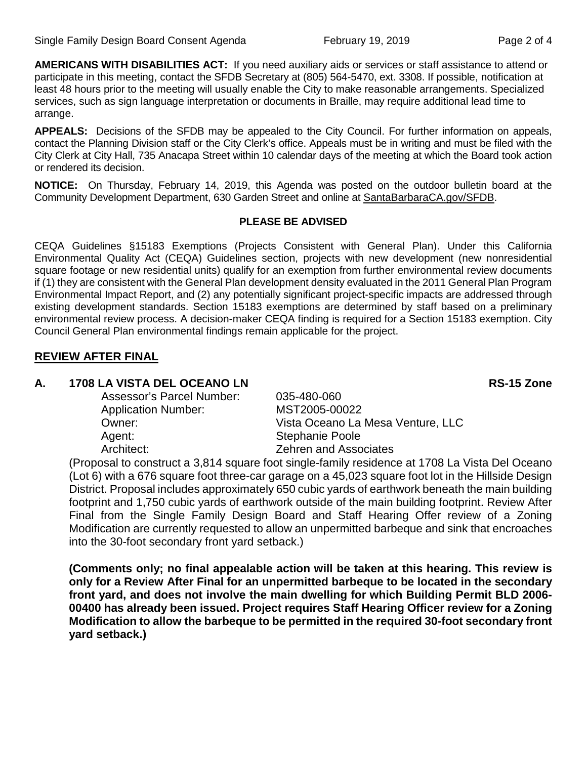**AMERICANS WITH DISABILITIES ACT:** If you need auxiliary aids or services or staff assistance to attend or participate in this meeting, contact the SFDB Secretary at (805) 564-5470, ext. 3308. If possible, notification at least 48 hours prior to the meeting will usually enable the City to make reasonable arrangements. Specialized services, such as sign language interpretation or documents in Braille, may require additional lead time to arrange.

**APPEALS:** Decisions of the SFDB may be appealed to the City Council. For further information on appeals, contact the Planning Division staff or the City Clerk's office. Appeals must be in writing and must be filed with the City Clerk at City Hall, 735 Anacapa Street within 10 calendar days of the meeting at which the Board took action or rendered its decision.

**NOTICE:** On Thursday, February 14, 2019, this Agenda was posted on the outdoor bulletin board at the Community Development Department, 630 Garden Street and online at SantaBarbaraCA.gov/SFDB.

**PLEASE BE ADVISED**

CEQA Guidelines §15183 Exemptions (Projects Consistent with General Plan). Under this California Environmental Quality Act (CEQA) Guidelines section, projects with new development (new nonresidential square footage or new residential units) qualify for an exemption from further environmental review documents if (1) they are consistent with the General Plan development density evaluated in the 2011 General Plan Program Environmental Impact Report, and (2) any potentially significant project-specific impacts are addressed through existing development standards. Section 15183 exemptions are determined by staff based on a preliminary environmental review process. A decision-maker CEQA finding is required for a Section 15183 exemption. City Council General Plan environmental findings remain applicable for the project.

## REVIEW AFTER FINAL

### A. 1708 LA VISTA DEL OCEANO LN — RS-15 Zone

Assessor's Parcel Number: 035-480-060
Application Number: MST2005-00022
Owner: Vista Oceano La Mesa Venture, LLC
Agent: Stephanie Poole
Architect: Zehren and Associates

(Proposal to construct a 3,814 square foot single-family residence at 1708 La Vista Del Oceano (Lot 6) with a 676 square foot three-car garage on a 45,023 square foot lot in the Hillside Design District. Proposal includes approximately 650 cubic yards of earthwork beneath the main building footprint and 1,750 cubic yards of earthwork outside of the main building footprint. Review After Final from the Single Family Design Board and Staff Hearing Offer review of a Zoning Modification are currently requested to allow an unpermitted barbeque and sink that encroaches into the 30-foot secondary front yard setback.)

**(Comments only; no final appealable action will be taken at this hearing. This review is only for a Review After Final for an unpermitted barbeque to be located in the secondary front yard, and does not involve the main dwelling for which Building Permit BLD 2006-00400 has already been issued. Project requires Staff Hearing Officer review for a Zoning Modification to allow the barbeque to be permitted in the required 30-foot secondary front yard setback.)**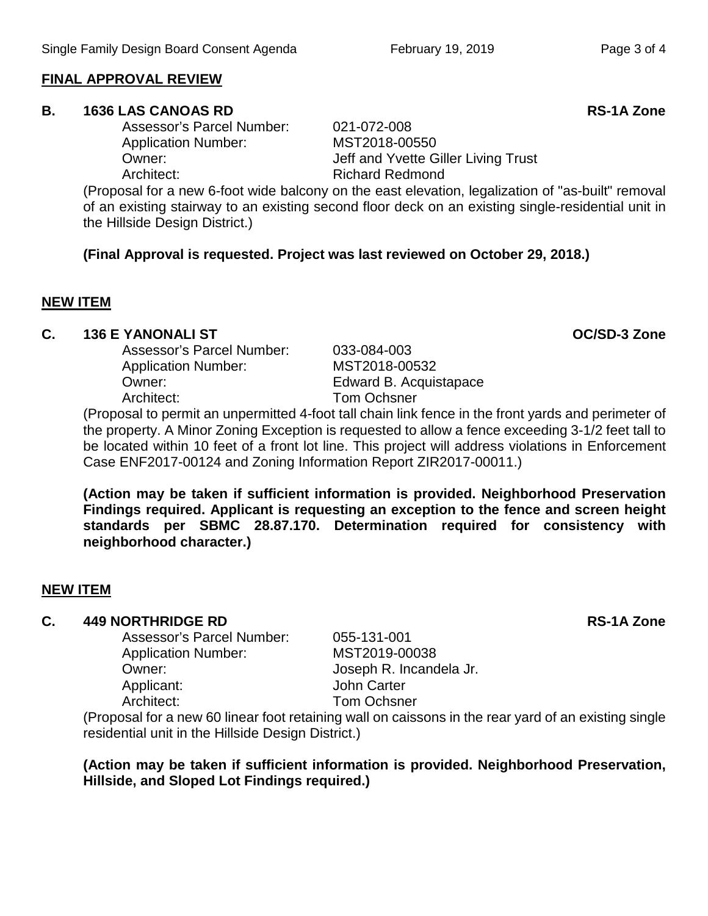## FINAL APPROVAL REVIEW

### B. 1636 LAS CANOAS RD — RS-1A Zone

Assessor's Parcel Number: 021-072-008
Application Number: MST2018-00550
Owner: Jeff and Yvette Giller Living Trust
Architect: Richard Redmond

(Proposal for a new 6-foot wide balcony on the east elevation, legalization of "as-built" removal of an existing stairway to an existing second floor deck on an existing single-residential unit in the Hillside Design District.)

**(Final Approval is requested. Project was last reviewed on October 29, 2018.)**

## NEW ITEM

### C. 136 E YANONALI ST — OC/SD-3 Zone

Assessor's Parcel Number: 033-084-003
Application Number: MST2018-00532
Owner: Edward B. Acquistapace
Architect: Tom Ochsner

(Proposal to permit an unpermitted 4-foot tall chain link fence in the front yards and perimeter of the property. A Minor Zoning Exception is requested to allow a fence exceeding 3-1/2 feet tall to be located within 10 feet of a front lot line. This project will address violations in Enforcement Case ENF2017-00124 and Zoning Information Report ZIR2017-00011.)

**(Action may be taken if sufficient information is provided. Neighborhood Preservation Findings required. Applicant is requesting an exception to the fence and screen height standards per SBMC 28.87.170. Determination required for consistency with neighborhood character.)**

## NEW ITEM

### C. 449 NORTHRIDGE RD — RS-1A Zone

Assessor's Parcel Number: 055-131-001
Application Number: MST2019-00038
Owner: Joseph R. Incandela Jr.
Applicant: John Carter
Architect: Tom Ochsner

(Proposal for a new 60 linear foot retaining wall on caissons in the rear yard of an existing single residential unit in the Hillside Design District.)

**(Action may be taken if sufficient information is provided. Neighborhood Preservation, Hillside, and Sloped Lot Findings required.)**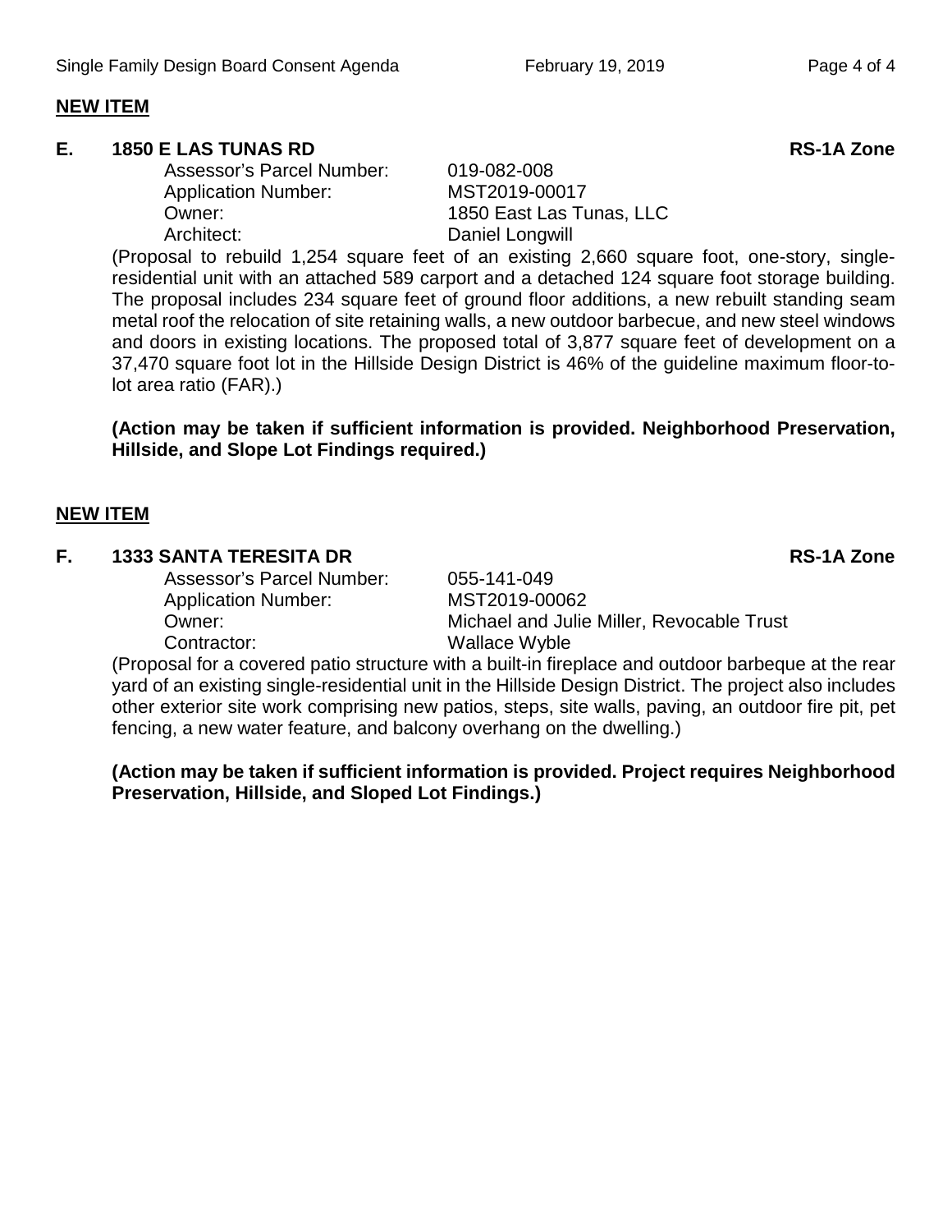**NEW ITEM**

**E. 1850 E LAS TUNAS RD** **RS-1A Zone**

Assessor's Parcel Number: 019-082-008
Application Number: MST2019-00017
Owner: 1850 East Las Tunas, LLC
Architect: Daniel Longwill

(Proposal to rebuild 1,254 square feet of an existing 2,660 square foot, one-story, single-residential unit with an attached 589 carport and a detached 124 square foot storage building. The proposal includes 234 square feet of ground floor additions, a new rebuilt standing seam metal roof the relocation of site retaining walls, a new outdoor barbecue, and new steel windows and doors in existing locations. The proposed total of 3,877 square feet of development on a 37,470 square foot lot in the Hillside Design District is 46% of the guideline maximum floor-to-lot area ratio (FAR).)

**(Action may be taken if sufficient information is provided. Neighborhood Preservation, Hillside, and Slope Lot Findings required.)**

**NEW ITEM**

**F. 1333 SANTA TERESITA DR** **RS-1A Zone**

Assessor's Parcel Number: 055-141-049
Application Number: MST2019-00062
Owner: Michael and Julie Miller, Revocable Trust
Contractor: Wallace Wyble

(Proposal for a covered patio structure with a built-in fireplace and outdoor barbeque at the rear yard of an existing single-residential unit in the Hillside Design District. The project also includes other exterior site work comprising new patios, steps, site walls, paving, an outdoor fire pit, pet fencing, a new water feature, and balcony overhang on the dwelling.)

**(Action may be taken if sufficient information is provided. Project requires Neighborhood Preservation, Hillside, and Sloped Lot Findings.)**